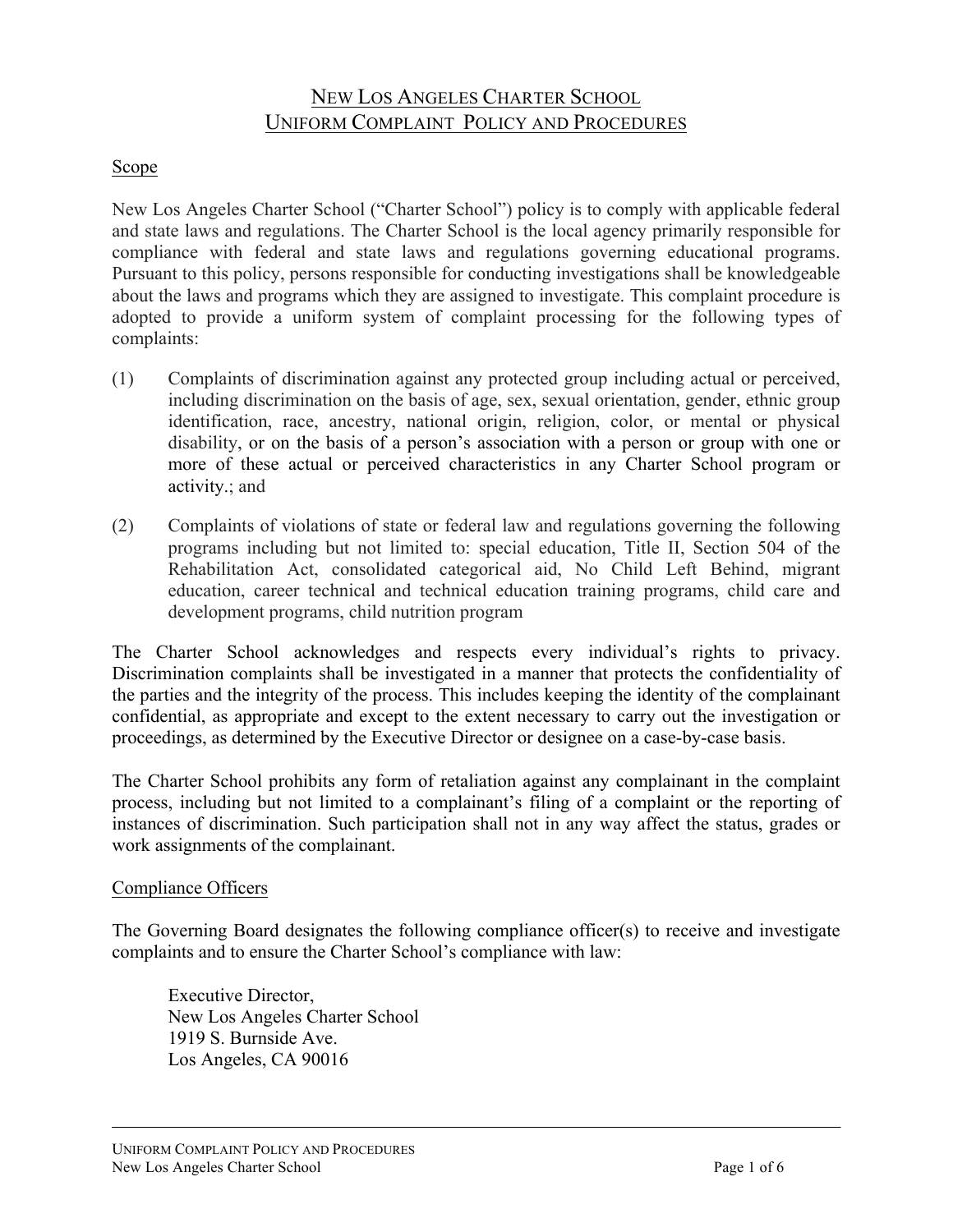# NEW LOS ANGELES CHARTER SCHOOL
# UNIFORM COMPLAINT POLICY AND PROCEDURES

## Scope

New Los Angeles Charter School ("Charter School") policy is to comply with applicable federal and state laws and regulations. The Charter School is the local agency primarily responsible for compliance with federal and state laws and regulations governing educational programs. Pursuant to this policy, persons responsible for conducting investigations shall be knowledgeable about the laws and programs which they are assigned to investigate. This complaint procedure is adopted to provide a uniform system of complaint processing for the following types of complaints:

(1) Complaints of discrimination against any protected group including actual or perceived, including discrimination on the basis of age, sex, sexual orientation, gender, ethnic group identification, race, ancestry, national origin, religion, color, or mental or physical disability, or on the basis of a person's association with a person or group with one or more of these actual or perceived characteristics in any Charter School program or activity.; and

(2) Complaints of violations of state or federal law and regulations governing the following programs including but not limited to: special education, Title II, Section 504 of the Rehabilitation Act, consolidated categorical aid, No Child Left Behind, migrant education, career technical and technical education training programs, child care and development programs, child nutrition program

The Charter School acknowledges and respects every individual's rights to privacy. Discrimination complaints shall be investigated in a manner that protects the confidentiality of the parties and the integrity of the process. This includes keeping the identity of the complainant confidential, as appropriate and except to the extent necessary to carry out the investigation or proceedings, as determined by the Executive Director or designee on a case-by-case basis.

The Charter School prohibits any form of retaliation against any complainant in the complaint process, including but not limited to a complainant's filing of a complaint or the reporting of instances of discrimination. Such participation shall not in any way affect the status, grades or work assignments of the complainant.

## Compliance Officers

The Governing Board designates the following compliance officer(s) to receive and investigate complaints and to ensure the Charter School's compliance with law:

Executive Director,
New Los Angeles Charter School
1919 S. Burnside Ave.
Los Angeles, CA 90016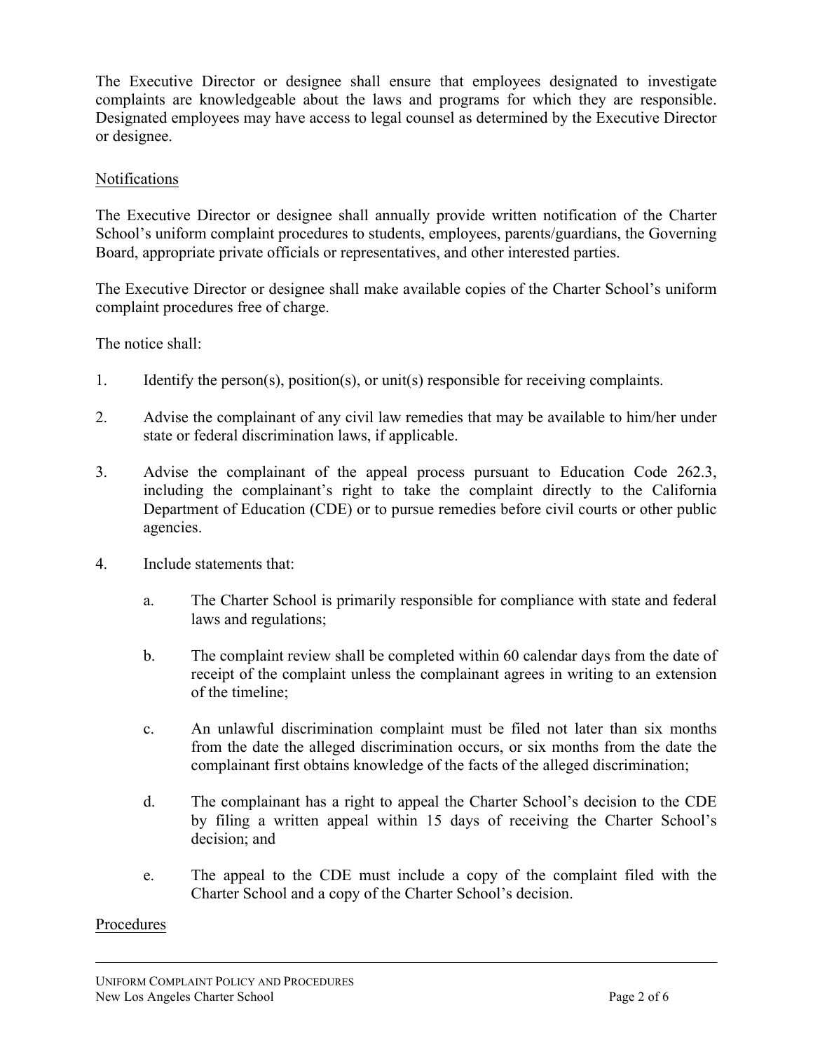The Executive Director or designee shall ensure that employees designated to investigate complaints are knowledgeable about the laws and programs for which they are responsible. Designated employees may have access to legal counsel as determined by the Executive Director or designee.

## Notifications

The Executive Director or designee shall annually provide written notification of the Charter School's uniform complaint procedures to students, employees, parents/guardians, the Governing Board, appropriate private officials or representatives, and other interested parties.

The Executive Director or designee shall make available copies of the Charter School's uniform complaint procedures free of charge.

The notice shall:

1. Identify the person(s), position(s), or unit(s) responsible for receiving complaints.

2. Advise the complainant of any civil law remedies that may be available to him/her under state or federal discrimination laws, if applicable.

3. Advise the complainant of the appeal process pursuant to Education Code 262.3, including the complainant's right to take the complaint directly to the California Department of Education (CDE) or to pursue remedies before civil courts or other public agencies.

4. Include statements that:

   a. The Charter School is primarily responsible for compliance with state and federal laws and regulations;

   b. The complaint review shall be completed within 60 calendar days from the date of receipt of the complaint unless the complainant agrees in writing to an extension of the timeline;

   c. An unlawful discrimination complaint must be filed not later than six months from the date the alleged discrimination occurs, or six months from the date the complainant first obtains knowledge of the facts of the alleged discrimination;

   d. The complainant has a right to appeal the Charter School's decision to the CDE by filing a written appeal within 15 days of receiving the Charter School's decision; and

   e. The appeal to the CDE must include a copy of the complaint filed with the Charter School and a copy of the Charter School's decision.

## Procedures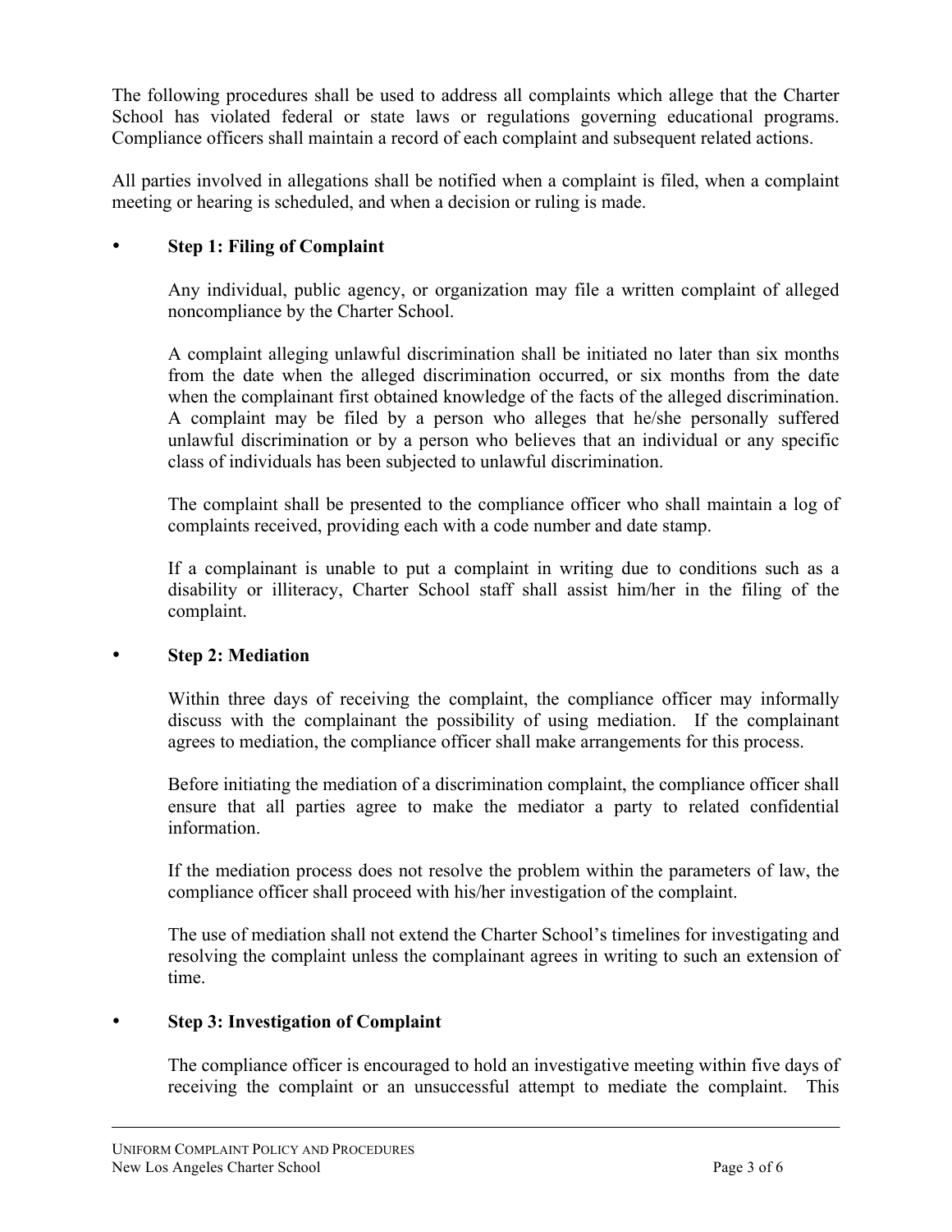The following procedures shall be used to address all complaints which allege that the Charter School has violated federal or state laws or regulations governing educational programs. Compliance officers shall maintain a record of each complaint and subsequent related actions.

All parties involved in allegations shall be notified when a complaint is filed, when a complaint meeting or hearing is scheduled, and when a decision or ruling is made.

- **Step 1: Filing of Complaint**

  Any individual, public agency, or organization may file a written complaint of alleged noncompliance by the Charter School.

  A complaint alleging unlawful discrimination shall be initiated no later than six months from the date when the alleged discrimination occurred, or six months from the date when the complainant first obtained knowledge of the facts of the alleged discrimination. A complaint may be filed by a person who alleges that he/she personally suffered unlawful discrimination or by a person who believes that an individual or any specific class of individuals has been subjected to unlawful discrimination.

  The complaint shall be presented to the compliance officer who shall maintain a log of complaints received, providing each with a code number and date stamp.

  If a complainant is unable to put a complaint in writing due to conditions such as a disability or illiteracy, Charter School staff shall assist him/her in the filing of the complaint.

- **Step 2: Mediation**

  Within three days of receiving the complaint, the compliance officer may informally discuss with the complainant the possibility of using mediation. If the complainant agrees to mediation, the compliance officer shall make arrangements for this process.

  Before initiating the mediation of a discrimination complaint, the compliance officer shall ensure that all parties agree to make the mediator a party to related confidential information.

  If the mediation process does not resolve the problem within the parameters of law, the compliance officer shall proceed with his/her investigation of the complaint.

  The use of mediation shall not extend the Charter School's timelines for investigating and resolving the complaint unless the complainant agrees in writing to such an extension of time.

- **Step 3: Investigation of Complaint**

  The compliance officer is encouraged to hold an investigative meeting within five days of receiving the complaint or an unsuccessful attempt to mediate the complaint. This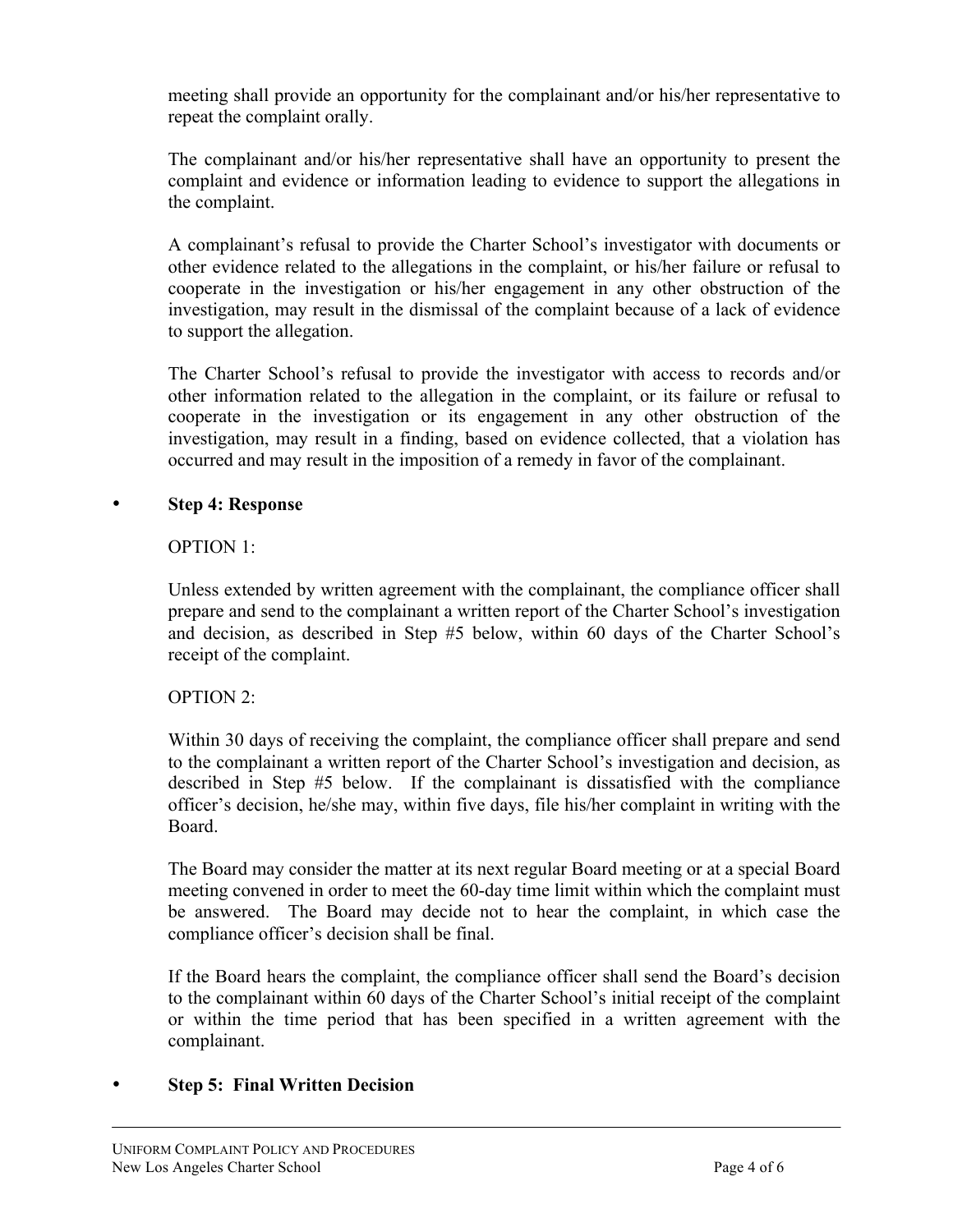meeting shall provide an opportunity for the complainant and/or his/her representative to repeat the complaint orally.

The complainant and/or his/her representative shall have an opportunity to present the complaint and evidence or information leading to evidence to support the allegations in the complaint.

A complainant's refusal to provide the Charter School's investigator with documents or other evidence related to the allegations in the complaint, or his/her failure or refusal to cooperate in the investigation or his/her engagement in any other obstruction of the investigation, may result in the dismissal of the complaint because of a lack of evidence to support the allegation.

The Charter School's refusal to provide the investigator with access to records and/or other information related to the allegation in the complaint, or its failure or refusal to cooperate in the investigation or its engagement in any other obstruction of the investigation, may result in a finding, based on evidence collected, that a violation has occurred and may result in the imposition of a remedy in favor of the complainant.

- **Step 4: Response**

  OPTION 1:

  Unless extended by written agreement with the complainant, the compliance officer shall prepare and send to the complainant a written report of the Charter School's investigation and decision, as described in Step #5 below, within 60 days of the Charter School's receipt of the complaint.

  OPTION 2:

  Within 30 days of receiving the complaint, the compliance officer shall prepare and send to the complainant a written report of the Charter School's investigation and decision, as described in Step #5 below. If the complainant is dissatisfied with the compliance officer's decision, he/she may, within five days, file his/her complaint in writing with the Board.

  The Board may consider the matter at its next regular Board meeting or at a special Board meeting convened in order to meet the 60-day time limit within which the complaint must be answered. The Board may decide not to hear the complaint, in which case the compliance officer's decision shall be final.

  If the Board hears the complaint, the compliance officer shall send the Board's decision to the complainant within 60 days of the Charter School's initial receipt of the complaint or within the time period that has been specified in a written agreement with the complainant.

- **Step 5: Final Written Decision**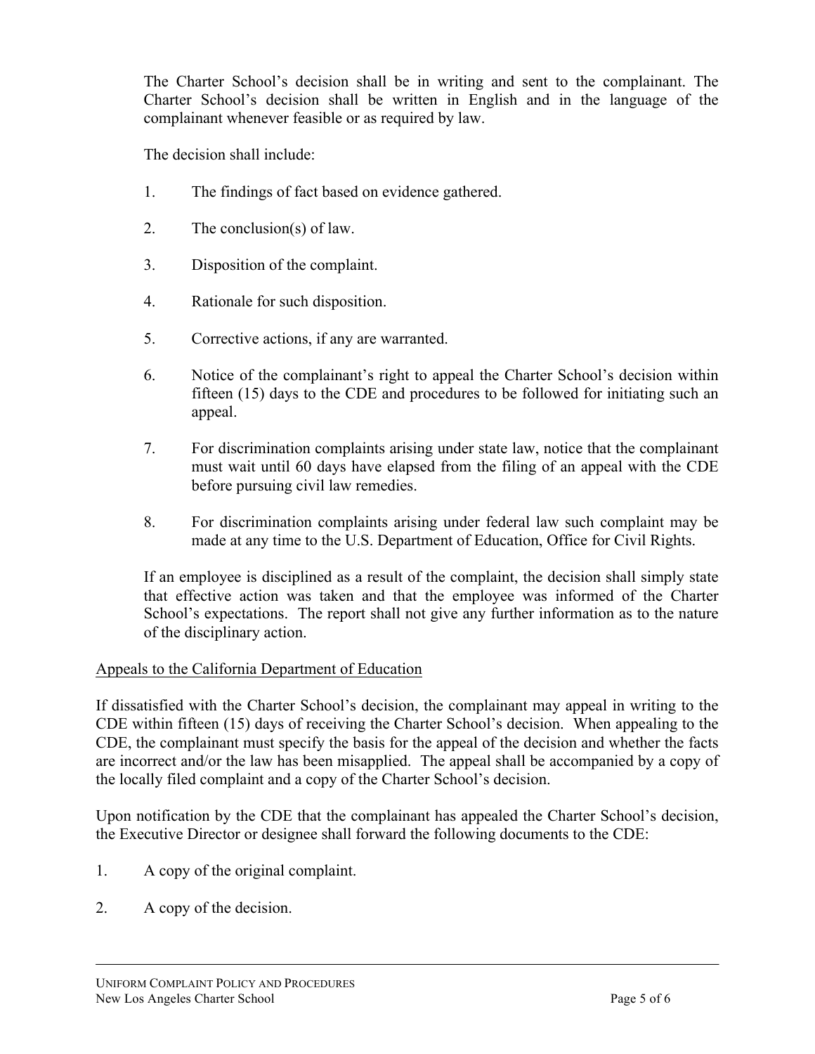The Charter School's decision shall be in writing and sent to the complainant. The Charter School's decision shall be written in English and in the language of the complainant whenever feasible or as required by law.

The decision shall include:

1. The findings of fact based on evidence gathered.

2. The conclusion(s) of law.

3. Disposition of the complaint.

4. Rationale for such disposition.

5. Corrective actions, if any are warranted.

6. Notice of the complainant's right to appeal the Charter School's decision within fifteen (15) days to the CDE and procedures to be followed for initiating such an appeal.

7. For discrimination complaints arising under state law, notice that the complainant must wait until 60 days have elapsed from the filing of an appeal with the CDE before pursuing civil law remedies.

8. For discrimination complaints arising under federal law such complaint may be made at any time to the U.S. Department of Education, Office for Civil Rights.

If an employee is disciplined as a result of the complaint, the decision shall simply state that effective action was taken and that the employee was informed of the Charter School's expectations. The report shall not give any further information as to the nature of the disciplinary action.

<u>Appeals to the California Department of Education</u>

If dissatisfied with the Charter School's decision, the complainant may appeal in writing to the CDE within fifteen (15) days of receiving the Charter School's decision. When appealing to the CDE, the complainant must specify the basis for the appeal of the decision and whether the facts are incorrect and/or the law has been misapplied. The appeal shall be accompanied by a copy of the locally filed complaint and a copy of the Charter School's decision.

Upon notification by the CDE that the complainant has appealed the Charter School's decision, the Executive Director or designee shall forward the following documents to the CDE:

1. A copy of the original complaint.

2. A copy of the decision.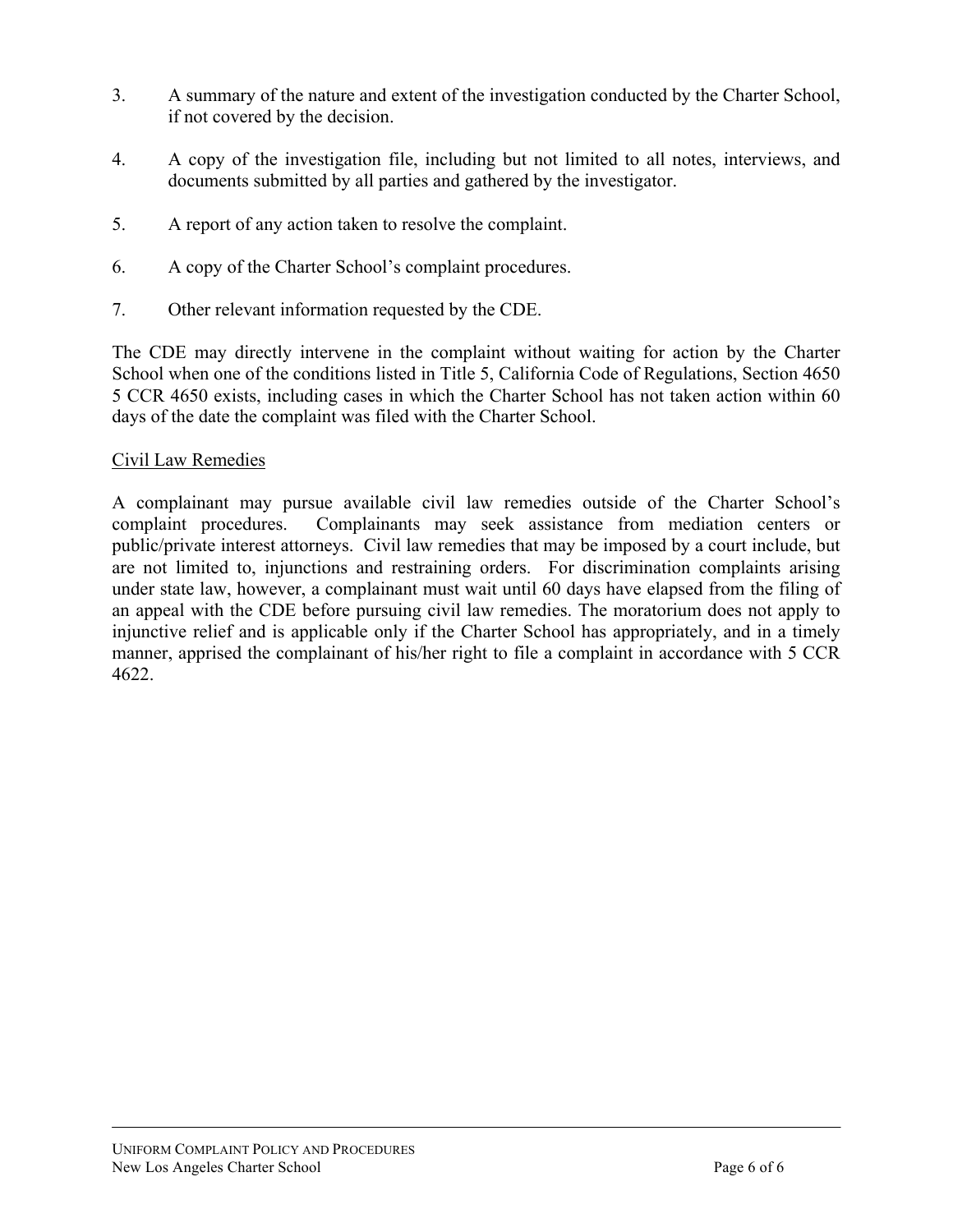3. A summary of the nature and extent of the investigation conducted by the Charter School, if not covered by the decision.

4. A copy of the investigation file, including but not limited to all notes, interviews, and documents submitted by all parties and gathered by the investigator.

5. A report of any action taken to resolve the complaint.

6. A copy of the Charter School's complaint procedures.

7. Other relevant information requested by the CDE.

The CDE may directly intervene in the complaint without waiting for action by the Charter School when one of the conditions listed in Title 5, California Code of Regulations, Section 4650 5 CCR 4650 exists, including cases in which the Charter School has not taken action within 60 days of the date the complaint was filed with the Charter School.

<u>Civil Law Remedies</u>

A complainant may pursue available civil law remedies outside of the Charter School's complaint procedures. Complainants may seek assistance from mediation centers or public/private interest attorneys. Civil law remedies that may be imposed by a court include, but are not limited to, injunctions and restraining orders. For discrimination complaints arising under state law, however, a complainant must wait until 60 days have elapsed from the filing of an appeal with the CDE before pursuing civil law remedies. The moratorium does not apply to injunctive relief and is applicable only if the Charter School has appropriately, and in a timely manner, apprised the complainant of his/her right to file a complaint in accordance with 5 CCR 4622.